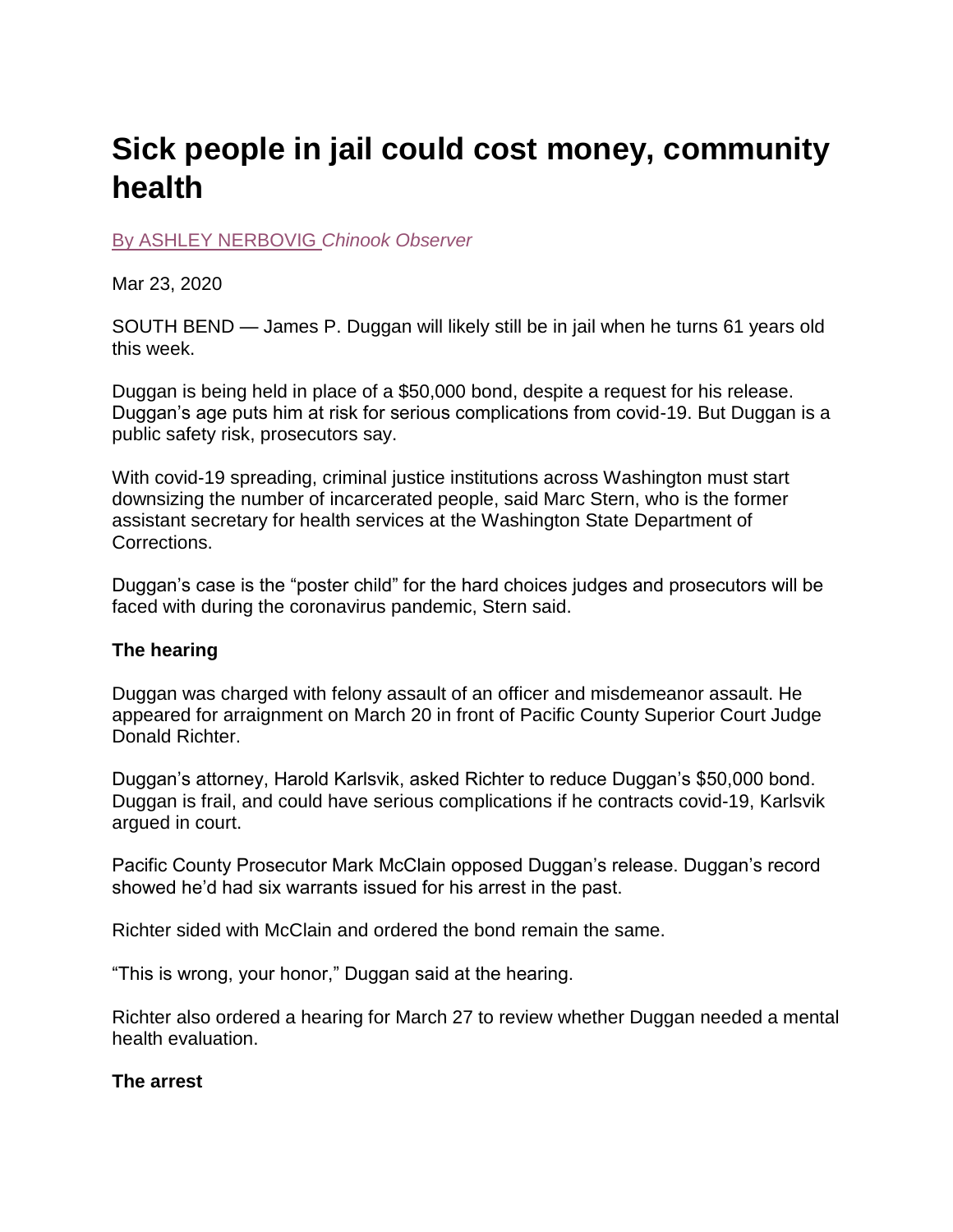# Sick people in jail could cost money, community health

By ASHLEY NERBOVIG *Chinook Observer*

Mar 23, 2020

SOUTH BEND — James P. Duggan will likely still be in jail when he turns 61 years old this week.

Duggan is being held in place of a $50,000 bond, despite a request for his release. Duggan's age puts him at risk for serious complications from covid-19. But Duggan is a public safety risk, prosecutors say.

With covid-19 spreading, criminal justice institutions across Washington must start downsizing the number of incarcerated people, said Marc Stern, who is the former assistant secretary for health services at the Washington State Department of Corrections.

Duggan's case is the "poster child" for the hard choices judges and prosecutors will be faced with during the coronavirus pandemic, Stern said.

**The hearing**

Duggan was charged with felony assault of an officer and misdemeanor assault. He appeared for arraignment on March 20 in front of Pacific County Superior Court Judge Donald Richter.

Duggan's attorney, Harold Karlsvik, asked Richter to reduce Duggan's $50,000 bond. Duggan is frail, and could have serious complications if he contracts covid-19, Karlsvik argued in court.

Pacific County Prosecutor Mark McClain opposed Duggan's release. Duggan's record showed he'd had six warrants issued for his arrest in the past.

Richter sided with McClain and ordered the bond remain the same.

"This is wrong, your honor," Duggan said at the hearing.

Richter also ordered a hearing for March 27 to review whether Duggan needed a mental health evaluation.

**The arrest**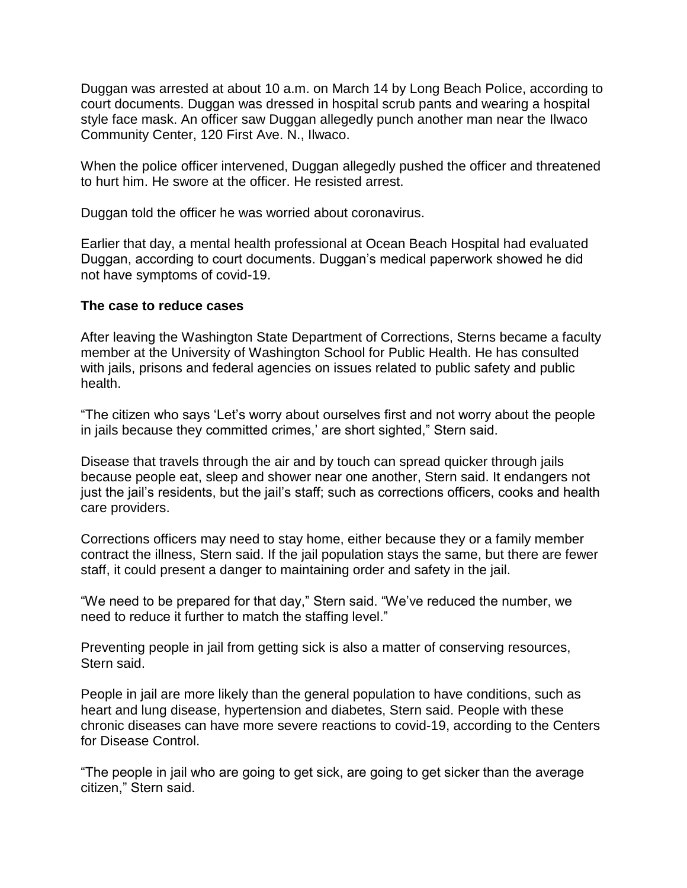Duggan was arrested at about 10 a.m. on March 14 by Long Beach Police, according to court documents. Duggan was dressed in hospital scrub pants and wearing a hospital style face mask. An officer saw Duggan allegedly punch another man near the Ilwaco Community Center, 120 First Ave. N., Ilwaco.

When the police officer intervened, Duggan allegedly pushed the officer and threatened to hurt him. He swore at the officer. He resisted arrest.

Duggan told the officer he was worried about coronavirus.

Earlier that day, a mental health professional at Ocean Beach Hospital had evaluated Duggan, according to court documents. Duggan's medical paperwork showed he did not have symptoms of covid-19.

**The case to reduce cases**

After leaving the Washington State Department of Corrections, Sterns became a faculty member at the University of Washington School for Public Health. He has consulted with jails, prisons and federal agencies on issues related to public safety and public health.

"The citizen who says 'Let's worry about ourselves first and not worry about the people in jails because they committed crimes,' are short sighted," Stern said.

Disease that travels through the air and by touch can spread quicker through jails because people eat, sleep and shower near one another, Stern said. It endangers not just the jail's residents, but the jail's staff; such as corrections officers, cooks and health care providers.

Corrections officers may need to stay home, either because they or a family member contract the illness, Stern said. If the jail population stays the same, but there are fewer staff, it could present a danger to maintaining order and safety in the jail.

"We need to be prepared for that day," Stern said. "We've reduced the number, we need to reduce it further to match the staffing level."

Preventing people in jail from getting sick is also a matter of conserving resources, Stern said.

People in jail are more likely than the general population to have conditions, such as heart and lung disease, hypertension and diabetes, Stern said. People with these chronic diseases can have more severe reactions to covid-19, according to the Centers for Disease Control.

"The people in jail who are going to get sick, are going to get sicker than the average citizen," Stern said.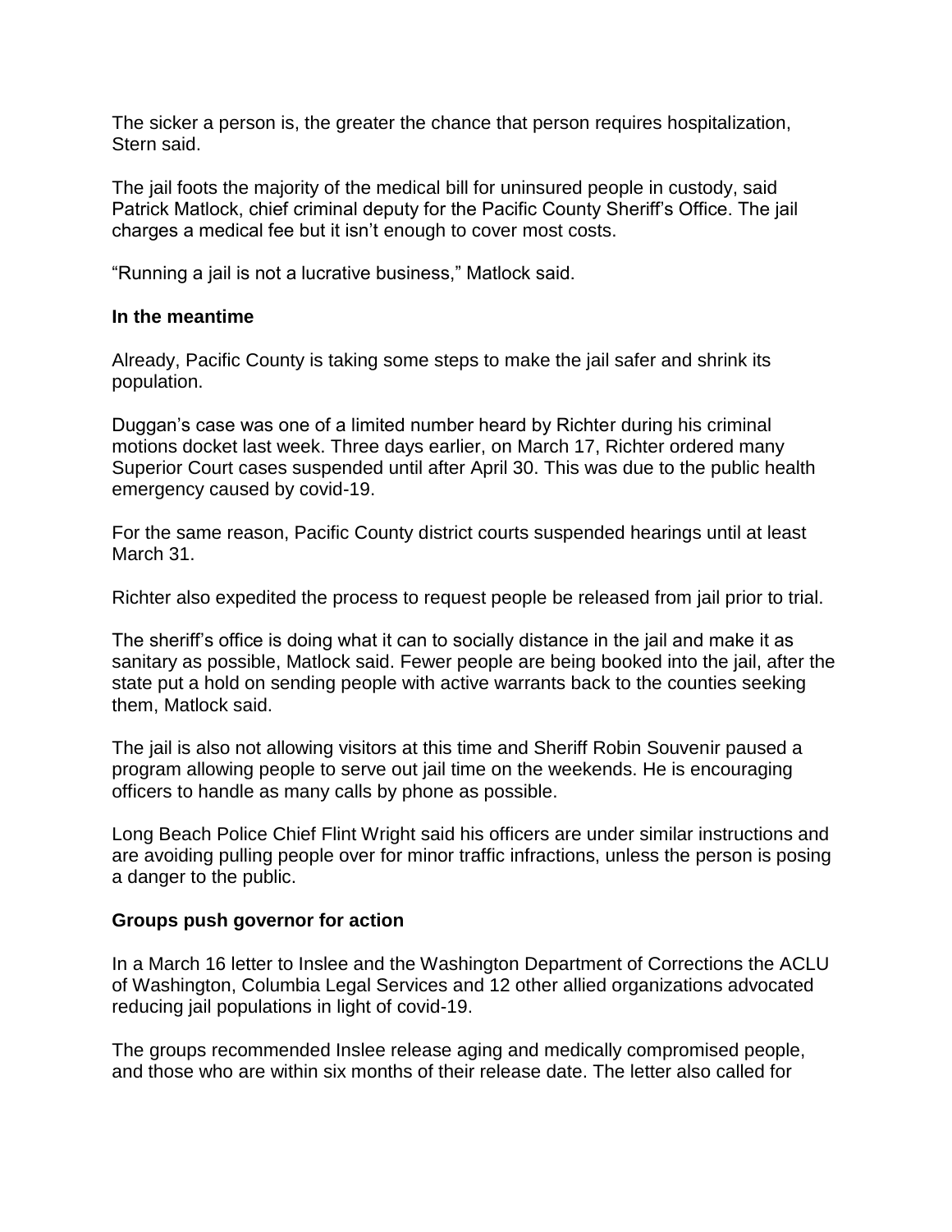The sicker a person is, the greater the chance that person requires hospitalization, Stern said.

The jail foots the majority of the medical bill for uninsured people in custody, said Patrick Matlock, chief criminal deputy for the Pacific County Sheriff's Office. The jail charges a medical fee but it isn't enough to cover most costs.

"Running a jail is not a lucrative business," Matlock said.

**In the meantime**

Already, Pacific County is taking some steps to make the jail safer and shrink its population.

Duggan's case was one of a limited number heard by Richter during his criminal motions docket last week. Three days earlier, on March 17, Richter ordered many Superior Court cases suspended until after April 30. This was due to the public health emergency caused by covid-19.

For the same reason, Pacific County district courts suspended hearings until at least March 31.

Richter also expedited the process to request people be released from jail prior to trial.

The sheriff's office is doing what it can to socially distance in the jail and make it as sanitary as possible, Matlock said. Fewer people are being booked into the jail, after the state put a hold on sending people with active warrants back to the counties seeking them, Matlock said.

The jail is also not allowing visitors at this time and Sheriff Robin Souvenir paused a program allowing people to serve out jail time on the weekends. He is encouraging officers to handle as many calls by phone as possible.

Long Beach Police Chief Flint Wright said his officers are under similar instructions and are avoiding pulling people over for minor traffic infractions, unless the person is posing a danger to the public.

**Groups push governor for action**

In a March 16 letter to Inslee and the Washington Department of Corrections the ACLU of Washington, Columbia Legal Services and 12 other allied organizations advocated reducing jail populations in light of covid-19.

The groups recommended Inslee release aging and medically compromised people, and those who are within six months of their release date. The letter also called for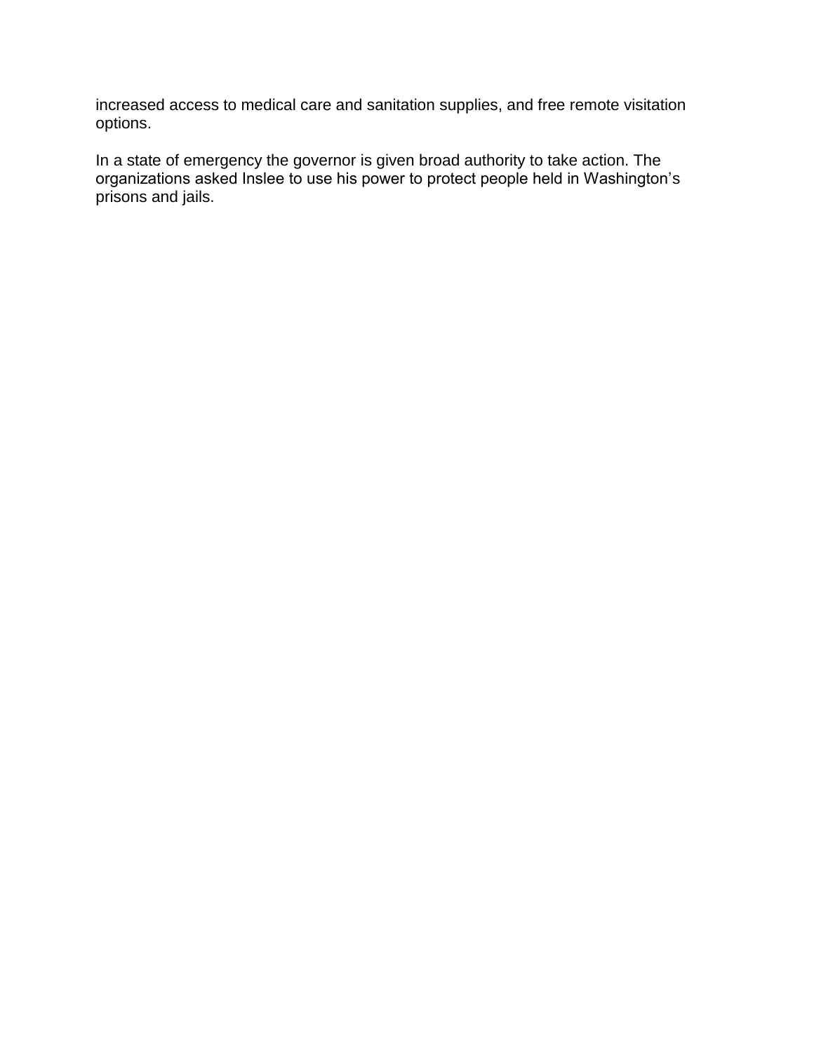increased access to medical care and sanitation supplies, and free remote visitation options.

In a state of emergency the governor is given broad authority to take action. The organizations asked Inslee to use his power to protect people held in Washington's prisons and jails.